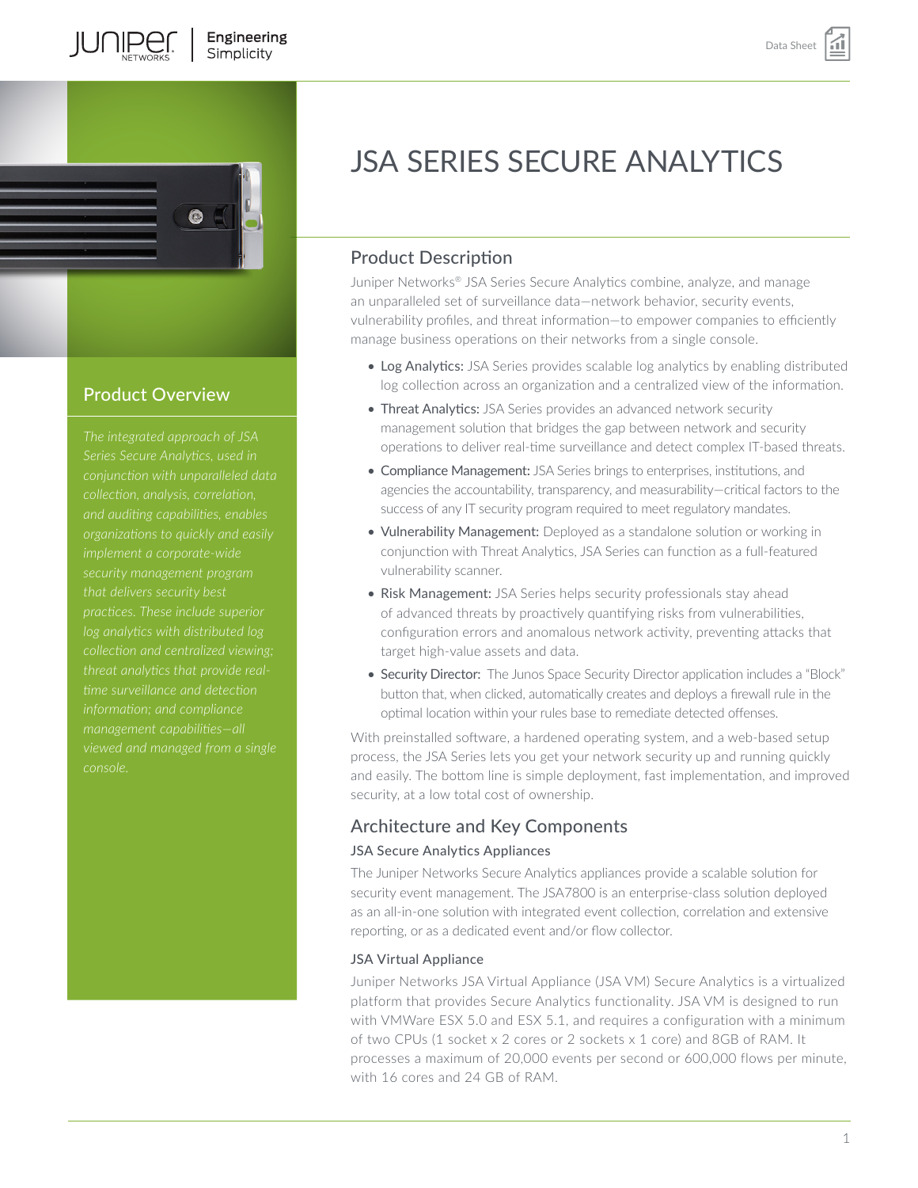# JSA SERIES SECURE ANALYTICS

## Product Overview

*The integrated approach of JSA Series Secure Analytics, used in conjunction with unparalleled data collection, analysis, correlation, and auditing capabilities, enables organizations to quickly and easily implement a corporate-wide security management program that delivers security best practices. These include superior log analytics with distributed log collection and centralized viewing; threat analytics that provide real-time surveillance and detection information; and compliance management capabilities—all viewed and managed from a single console.*

## Product Description

Juniper Networks® JSA Series Secure Analytics combine, analyze, and manage an unparalleled set of surveillance data—network behavior, security events, vulnerability profiles, and threat information—to empower companies to efficiently manage business operations on their networks from a single console.

- Log Analytics: JSA Series provides scalable log analytics by enabling distributed log collection across an organization and a centralized view of the information.
- Threat Analytics: JSA Series provides an advanced network security management solution that bridges the gap between network and security operations to deliver real-time surveillance and detect complex IT-based threats.
- Compliance Management: JSA Series brings to enterprises, institutions, and agencies the accountability, transparency, and measurability—critical factors to the success of any IT security program required to meet regulatory mandates.
- Vulnerability Management: Deployed as a standalone solution or working in conjunction with Threat Analytics, JSA Series can function as a full-featured vulnerability scanner.
- Risk Management: JSA Series helps security professionals stay ahead of advanced threats by proactively quantifying risks from vulnerabilities, configuration errors and anomalous network activity, preventing attacks that target high-value assets and data.
- Security Director: The Junos Space Security Director application includes a "Block" button that, when clicked, automatically creates and deploys a firewall rule in the optimal location within your rules base to remediate detected offenses.

With preinstalled software, a hardened operating system, and a web-based setup process, the JSA Series lets you get your network security up and running quickly and easily. The bottom line is simple deployment, fast implementation, and improved security, at a low total cost of ownership.

## Architecture and Key Components

### JSA Secure Analytics Appliances

The Juniper Networks Secure Analytics appliances provide a scalable solution for security event management. The JSA7800 is an enterprise-class solution deployed as an all-in-one solution with integrated event collection, correlation and extensive reporting, or as a dedicated event and/or flow collector.

### JSA Virtual Appliance

Juniper Networks JSA Virtual Appliance (JSA VM) Secure Analytics is a virtualized platform that provides Secure Analytics functionality. JSA VM is designed to run with VMWare ESX 5.0 and ESX 5.1, and requires a configuration with a minimum of two CPUs (1 socket x 2 cores or 2 sockets x 1 core) and 8GB of RAM. It processes a maximum of 20,000 events per second or 600,000 flows per minute, with 16 cores and 24 GB of RAM.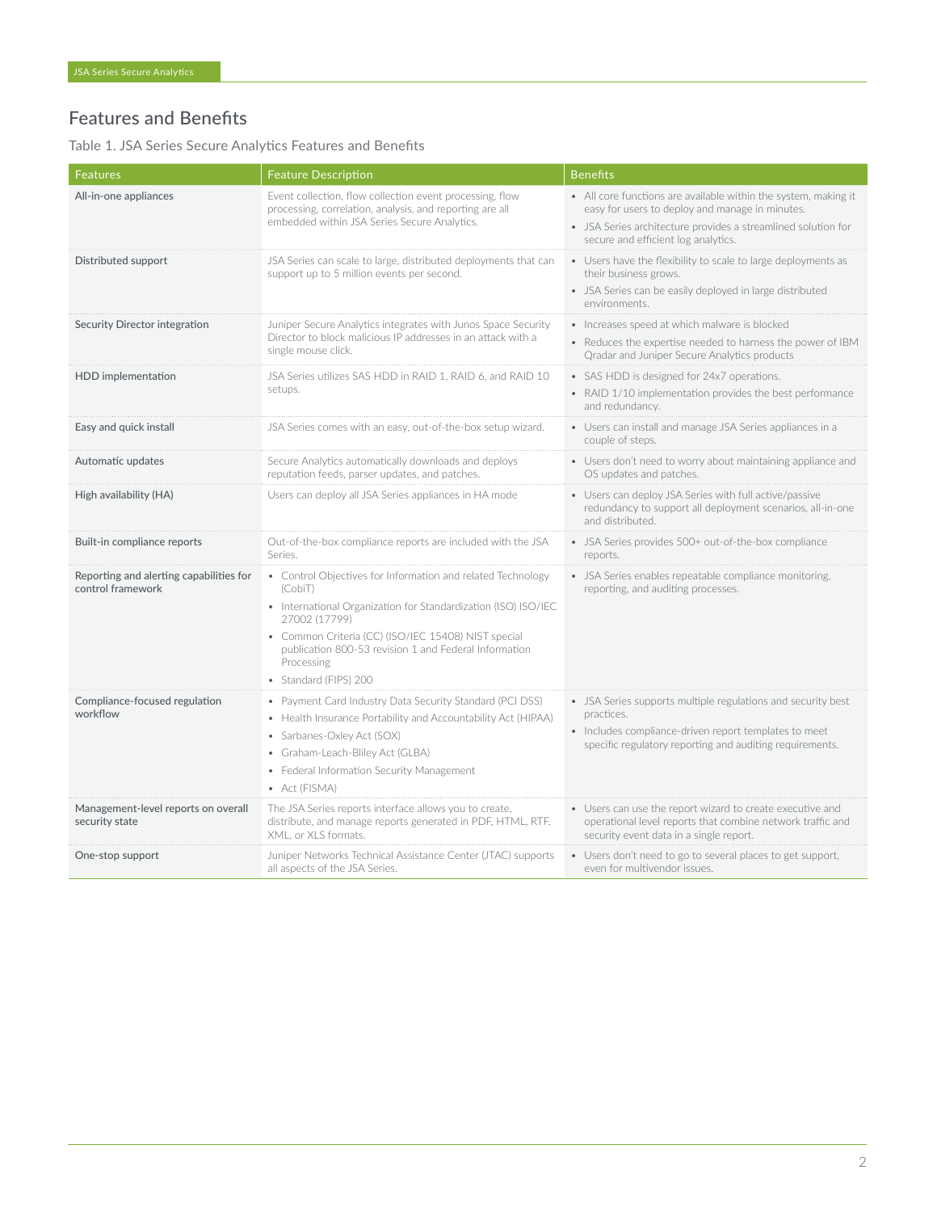## Features and Benefits

Table 1. JSA Series Secure Analytics Features and Benefits

| Features | Feature Description | Benefits |
|---|---|---|
| All-in-one appliances | Event collection, flow collection event processing, flow processing, correlation, analysis, and reporting are all embedded within JSA Series Secure Analytics. | • All core functions are available within the system, making it easy for users to deploy and manage in minutes.<br>• JSA Series architecture provides a streamlined solution for secure and efficient log analytics. |
| Distributed support | JSA Series can scale to large, distributed deployments that can support up to 5 million events per second. | • Users have the flexibility to scale to large deployments as their business grows.<br>• JSA Series can be easily deployed in large distributed environments. |
| Security Director integration | Juniper Secure Analytics integrates with Junos Space Security Director to block malicious IP addresses in an attack with a single mouse click. | • Increases speed at which malware is blocked<br>• Reduces the expertise needed to harness the power of IBM Qradar and Juniper Secure Analytics products |
| HDD implementation | JSA Series utilizes SAS HDD in RAID 1, RAID 6, and RAID 10 setups. | • SAS HDD is designed for 24x7 operations.<br>• RAID 1/10 implementation provides the best performance and redundancy. |
| Easy and quick install | JSA Series comes with an easy, out-of-the-box setup wizard. | • Users can install and manage JSA Series appliances in a couple of steps. |
| Automatic updates | Secure Analytics automatically downloads and deploys reputation feeds, parser updates, and patches. | • Users don't need to worry about maintaining appliance and OS updates and patches. |
| High availability (HA) | Users can deploy all JSA Series appliances in HA mode | • Users can deploy JSA Series with full active/passive redundancy to support all deployment scenarios, all-in-one and distributed. |
| Built-in compliance reports | Out-of-the-box compliance reports are included with the JSA Series. | • JSA Series provides 500+ out-of-the-box compliance reports. |
| Reporting and alerting capabilities for control framework | • Control Objectives for Information and related Technology (CobiT)<br>• International Organization for Standardization (ISO) ISO/IEC 27002 (17799)<br>• Common Criteria (CC) (ISO/IEC 15408) NIST special publication 800-53 revision 1 and Federal Information Processing<br>• Standard (FIPS) 200 | • JSA Series enables repeatable compliance monitoring, reporting, and auditing processes. |
| Compliance-focused regulation workflow | • Payment Card Industry Data Security Standard (PCI DSS)<br>• Health Insurance Portability and Accountability Act (HIPAA)<br>• Sarbanes-Oxley Act (SOX)<br>• Graham-Leach-Bliley Act (GLBA)<br>• Federal Information Security Management<br>• Act (FISMA) | • JSA Series supports multiple regulations and security best practices.<br>• Includes compliance-driven report templates to meet specific regulatory reporting and auditing requirements. |
| Management-level reports on overall security state | The JSA Series reports interface allows you to create, distribute, and manage reports generated in PDF, HTML, RTF, XML, or XLS formats. | • Users can use the report wizard to create executive and operational level reports that combine network traffic and security event data in a single report. |
| One-stop support | Juniper Networks Technical Assistance Center (JTAC) supports all aspects of the JSA Series. | • Users don't need to go to several places to get support, even for multivendor issues. |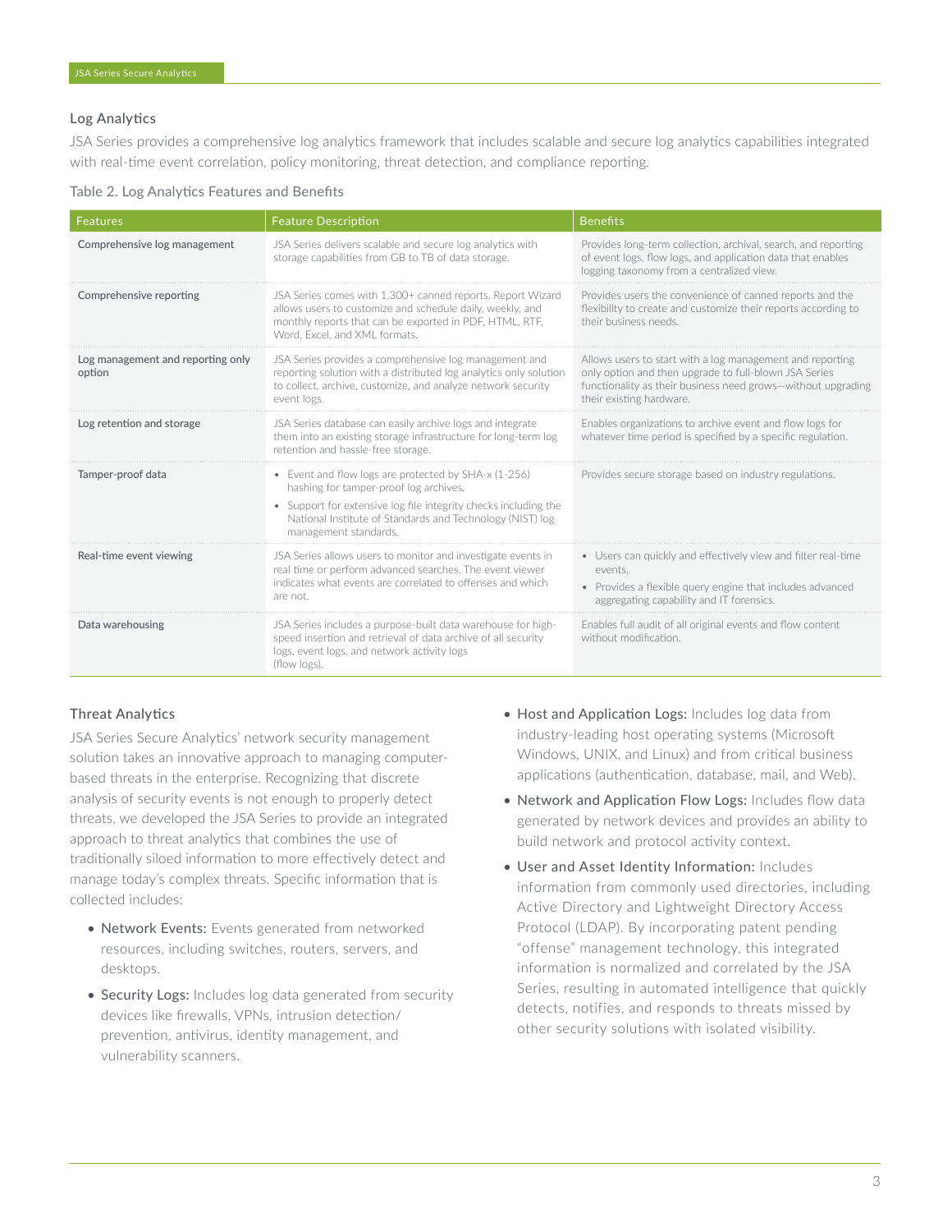## Log Analytics

JSA Series provides a comprehensive log analytics framework that includes scalable and secure log analytics capabilities integrated with real-time event correlation, policy monitoring, threat detection, and compliance reporting.

Table 2. Log Analytics Features and Benefits

| Features | Feature Description | Benefits |
| --- | --- | --- |
| Comprehensive log management | JSA Series delivers scalable and secure log analytics with storage capabilities from GB to TB of data storage. | Provides long-term collection, archival, search, and reporting of event logs, flow logs, and application data that enables logging taxonomy from a centralized view. |
| Comprehensive reporting | JSA Series comes with 1,300+ canned reports. Report Wizard allows users to customize and schedule daily, weekly, and monthly reports that can be exported in PDF, HTML, RTF, Word, Excel, and XML formats. | Provides users the convenience of canned reports and the flexibility to create and customize their reports according to their business needs. |
| Log management and reporting only option | JSA Series provides a comprehensive log management and reporting solution with a distributed log analytics only solution to collect, archive, customize, and analyze network security event logs. | Allows users to start with a log management and reporting only option and then upgrade to full-blown JSA Series functionality as their business need grows—without upgrading their existing hardware. |
| Log retention and storage | JSA Series database can easily archive logs and integrate them into an existing storage infrastructure for long-term log retention and hassle-free storage. | Enables organizations to archive event and flow logs for whatever time period is specified by a specific regulation. |
| Tamper-proof data | • Event and flow logs are protected by SHA-x (1-256) hashing for tamper-proof log archives.<br>• Support for extensive log file integrity checks including the National Institute of Standards and Technology (NIST) log management standards. | Provides secure storage based on industry regulations. |
| Real-time event viewing | JSA Series allows users to monitor and investigate events in real time or perform advanced searches. The event viewer indicates what events are correlated to offenses and which are not. | • Users can quickly and effectively view and filter real-time events.<br>• Provides a flexible query engine that includes advanced aggregating capability and IT forensics. |
| Data warehousing | JSA Series includes a purpose-built data warehouse for high-speed insertion and retrieval of data archive of all security logs, event logs, and network activity logs (flow logs). | Enables full audit of all original events and flow content without modification. |

## Threat Analytics

JSA Series Secure Analytics' network security management solution takes an innovative approach to managing computer-based threats in the enterprise. Recognizing that discrete analysis of security events is not enough to properly detect threats, we developed the JSA Series to provide an integrated approach to threat analytics that combines the use of traditionally siloed information to more effectively detect and manage today's complex threats. Specific information that is collected includes:

- **Network Events:** Events generated from networked resources, including switches, routers, servers, and desktops.
- **Security Logs:** Includes log data generated from security devices like firewalls, VPNs, intrusion detection/prevention, antivirus, identity management, and vulnerability scanners.
- **Host and Application Logs:** Includes log data from industry-leading host operating systems (Microsoft Windows, UNIX, and Linux) and from critical business applications (authentication, database, mail, and Web).
- **Network and Application Flow Logs:** Includes flow data generated by network devices and provides an ability to build network and protocol activity context.
- **User and Asset Identity Information:** Includes information from commonly used directories, including Active Directory and Lightweight Directory Access Protocol (LDAP). By incorporating patent pending "offense" management technology, this integrated information is normalized and correlated by the JSA Series, resulting in automated intelligence that quickly detects, notifies, and responds to threats missed by other security solutions with isolated visibility.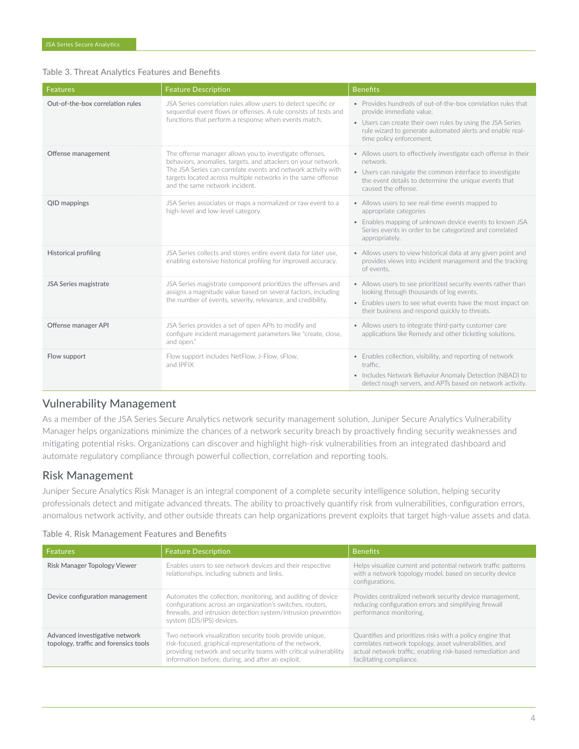Table 3. Threat Analytics Features and Benefits

| Features | Feature Description | Benefits |
| --- | --- | --- |
| Out-of-the-box correlation rules | JSA Series correlation rules allow users to detect specific or sequential event flows or offenses. A rule consists of tests and functions that perform a response when events match. | • Provides hundreds of out-of-the-box correlation rules that provide immediate value.<br>• Users can create their own rules by using the JSA Series rule wizard to generate automated alerts and enable real-time policy enforcement. |
| Offense management | The offense manager allows you to investigate offenses, behaviors, anomalies, targets, and attackers on your network. The JSA Series can correlate events and network activity with targets located across multiple networks in the same offense and the same network incident. | • Allows users to effectively investigate each offense in their network.<br>• Users can navigate the common interface to investigate the event details to determine the unique events that caused the offense. |
| QID mappings | JSA Series associates or maps a normalized or raw event to a high-level and low-level category. | • Allows users to see real-time events mapped to appropriate categories<br>• Enables mapping of unknown device events to known JSA Series events in order to be categorized and correlated appropriately. |
| Historical profiling | JSA Series collects and stores entire event data for later use, enabling extensive historical profiling for improved accuracy. | • Allows users to view historical data at any given point and provides views into incident management and the tracking of events. |
| JSA Series magistrate | JSA Series magistrate component prioritizes the offenses and assigns a magnitude value based on several factors, including the number of events, severity, relevance, and credibility. | • Allows users to see prioritized security events rather than looking through thousands of log events.<br>• Enables users to see what events have the most impact on their business and respond quickly to threats. |
| Offense manager API | JSA Series provides a set of open APIs to modify and configure incident management parameters like "create, close, and open." | • Allows users to integrate third-party customer care applications like Remedy and other ticketing solutions. |
| Flow support | Flow support includes NetFlow, J-Flow, sFlow, and IPFIX | • Enables collection, visibility, and reporting of network traffic.<br>• Includes Network Behavior Anomaly Detection (NBAD) to detect rough servers, and APTs based on network activity. |

## Vulnerability Management

As a member of the JSA Series Secure Analytics network security management solution, Juniper Secure Analytics Vulnerability Manager helps organizations minimize the chances of a network security breach by proactively finding security weaknesses and mitigating potential risks. Organizations can discover and highlight high-risk vulnerabilities from an integrated dashboard and automate regulatory compliance through powerful collection, correlation and reporting tools.

## Risk Management

Juniper Secure Analytics Risk Manager is an integral component of a complete security intelligence solution, helping security professionals detect and mitigate advanced threats. The ability to proactively quantify risk from vulnerabilities, configuration errors, anomalous network activity, and other outside threats can help organizations prevent exploits that target high-value assets and data.

Table 4. Risk Management Features and Benefits

| Features | Feature Description | Benefits |
| --- | --- | --- |
| Risk Manager Topology Viewer | Enables users to see network devices and their respective relationships, including subnets and links. | Helps visualize current and potential network traffic patterns with a network topology model, based on security device configurations. |
| Device configuration management | Automates the collection, monitoring, and auditing of device configurations across an organization's switches, routers, firewalls, and intrusion detection system/intrusion prevention system (IDS/IPS) devices. | Provides centralized network security device management, reducing configuration errors and simplifying firewall performance monitoring. |
| Advanced investigative network topology, traffic and forensics tools | Two network visualization security tools provide unique, risk-focused, graphical representations of the network, providing network and security teams with critical vulnerability information before, during, and after an exploit. | Quantifies and prioritizes risks with a policy engine that correlates network topology, asset vulnerabilities, and actual network traffic, enabling risk-based remediation and facilitating compliance. |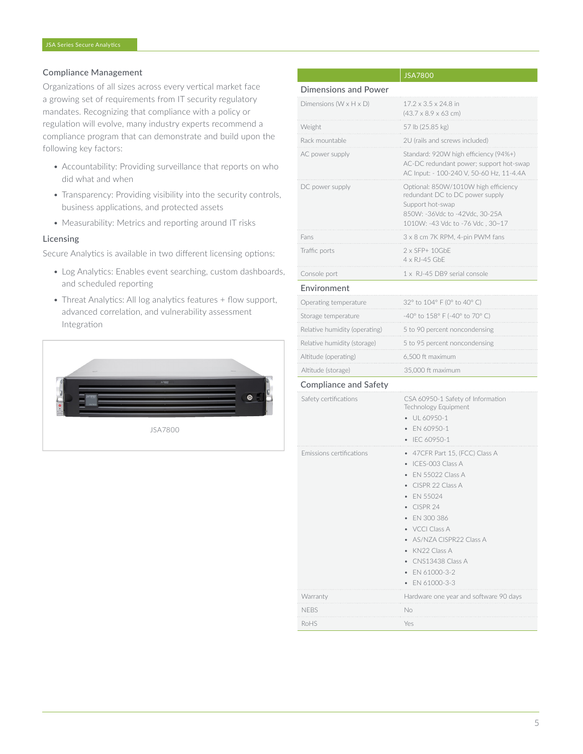## Compliance Management

Organizations of all sizes across every vertical market face a growing set of requirements from IT security regulatory mandates. Recognizing that compliance with a policy or regulation will evolve, many industry experts recommend a compliance program that can demonstrate and build upon the following key factors:

- Accountability: Providing surveillance that reports on who did what and when
- Transparency: Providing visibility into the security controls, business applications, and protected assets
- Measurability: Metrics and reporting around IT risks

## Licensing

Secure Analytics is available in two different licensing options:

- Log Analytics: Enables event searching, custom dashboards, and scheduled reporting
- Threat Analytics: All log analytics features + flow support, advanced correlation, and vulnerability assessment Integration

JSA7800

| | JSA7800 |
|---|---|
| **Dimensions and Power** | |
| Dimensions (W x H x D) | 17.2 x 3.5 x 24.8 in (43.7 x 8.9 x 63 cm) |
| Weight | 57 lb (25.85 kg) |
| Rack mountable | 2U (rails and screws included) |
| AC power supply | Standard: 920W high efficiency (94%+) AC-DC redundant power; support hot-swap AC Input: - 100-240 V, 50-60 Hz, 11-4.4A |
| DC power supply | Optional: 850W/1010W high efficiency redundant DC to DC power supply Support hot-swap 850W: -36Vdc to -42Vdc, 30-25A 1010W: -43 Vdc to -76 Vdc , 30~17 |
| Fans | 3 x 8 cm 7K RPM, 4-pin PWM fans |
| Traffic ports | 2 x SFP+ 10GbE 4 x RJ-45 GbE |
| Console port | 1 x RJ-45 DB9 serial console |
| **Environment** | |
| Operating temperature | 32° to 104° F (0° to 40° C) |
| Storage temperature | -40° to 158° F (-40° to 70° C) |
| Relative humidity (operating) | 5 to 90 percent noncondensing |
| Relative humidity (storage) | 5 to 95 percent noncondensing |
| Altitude (operating) | 6,500 ft maximum |
| Altitude (storage) | 35,000 ft maximum |
| **Compliance and Safety** | |
| Safety certifications | CSA 60950-1 Safety of Information Technology Equipment • UL 60950-1 • EN 60950-1 • IEC 60950-1 |
| Emissions certifications | • 47CFR Part 15, (FCC) Class A • ICES-003 Class A • EN 55022 Class A • CISPR 22 Class A • EN 55024 • CISPR 24 • EN 300 386 • VCCI Class A • AS/NZA CISPR22 Class A • KN22 Class A • CNS13438 Class A • EN 61000-3-2 • EN 61000-3-3 |
| Warranty | Hardware one year and software 90 days |
| NEBS | No |
| RoHS | Yes |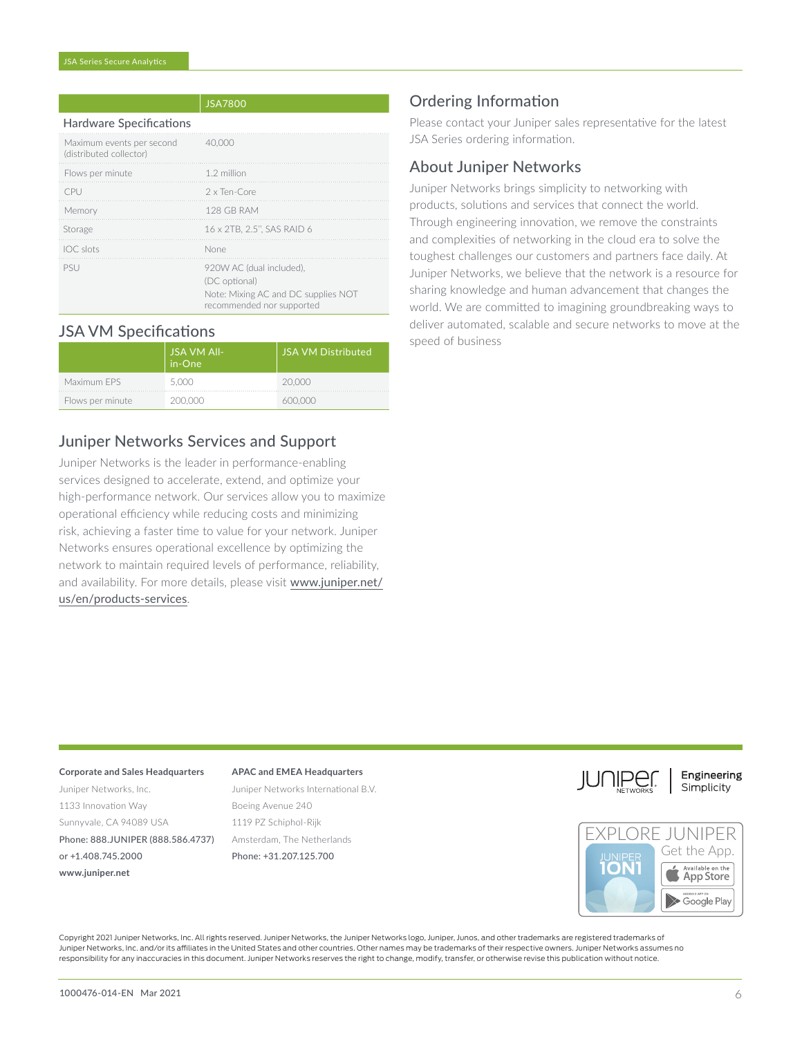| | JSA7800 |
| --- | --- |
| **Hardware Specifications** | |
| Maximum events per second (distributed collector) | 40,000 |
| Flows per minute | 1.2 million |
| CPU | 2 x Ten-Core |
| Memory | 128 GB RAM |
| Storage | 16 x 2TB, 2.5", SAS RAID 6 |
| IOC slots | None |
| PSU | 920W AC (dual included), (DC optional) Note: Mixing AC and DC supplies NOT recommended nor supported |

## JSA VM Specifications

| | JSA VM All-in-One | JSA VM Distributed |
| --- | --- | --- |
| Maximum EPS | 5,000 | 20,000 |
| Flows per minute | 200,000 | 600,000 |

## Juniper Networks Services and Support

Juniper Networks is the leader in performance-enabling services designed to accelerate, extend, and optimize your high-performance network. Our services allow you to maximize operational efficiency while reducing costs and minimizing risk, achieving a faster time to value for your network. Juniper Networks ensures operational excellence by optimizing the network to maintain required levels of performance, reliability, and availability. For more details, please visit www.juniper.net/us/en/products-services.

## Ordering Information

Please contact your Juniper sales representative for the latest JSA Series ordering information.

## About Juniper Networks

Juniper Networks brings simplicity to networking with products, solutions and services that connect the world. Through engineering innovation, we remove the constraints and complexities of networking in the cloud era to solve the toughest challenges our customers and partners face daily. At Juniper Networks, we believe that the network is a resource for sharing knowledge and human advancement that changes the world. We are committed to imagining groundbreaking ways to deliver automated, scalable and secure networks to move at the speed of business

**Corporate and Sales Headquarters**
Juniper Networks, Inc.
1133 Innovation Way
Sunnyvale, CA 94089 USA
Phone: 888.JUNIPER (888.586.4737)
or +1.408.745.2000
www.juniper.net

**APAC and EMEA Headquarters**
Juniper Networks International B.V.
Boeing Avenue 240
1119 PZ Schiphol-Rijk
Amsterdam, The Netherlands
Phone: +31.207.125.700

Engineering Simplicity

EXPLORE JUNIPER
Get the App.

Copyright 2021 Juniper Networks, Inc. All rights reserved. Juniper Networks, the Juniper Networks logo, Juniper, Junos, and other trademarks are registered trademarks of Juniper Networks, Inc. and/or its affiliates in the United States and other countries. Other names may be trademarks of their respective owners. Juniper Networks assumes no responsibility for any inaccuracies in this document. Juniper Networks reserves the right to change, modify, transfer, or otherwise revise this publication without notice.

1000476-014-EN Mar 2021